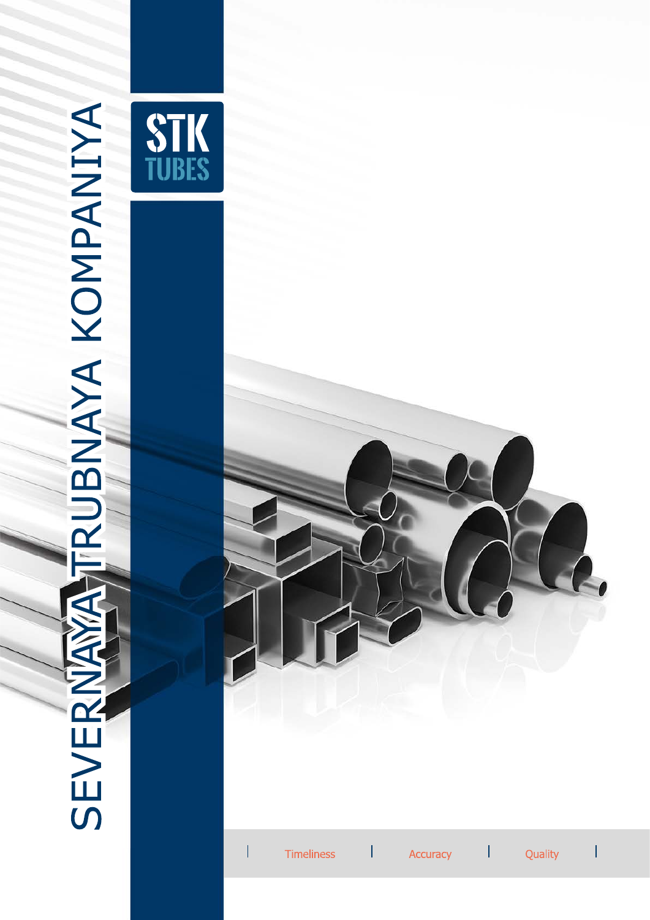# SEVERNAYA TRUBNAYA KOMPANIYA

STK TUBES

Timeliness | Accuracy | Quality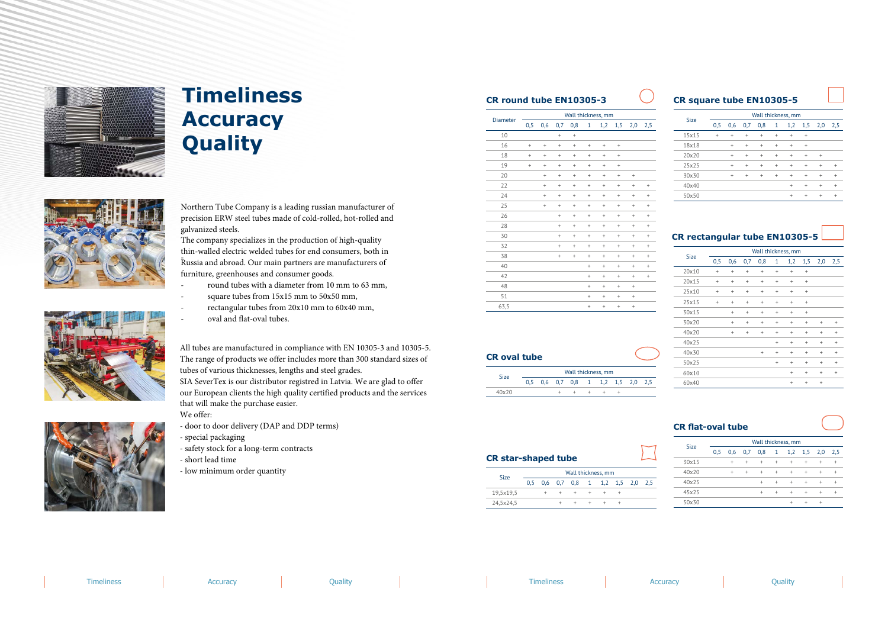# Timeliness
# Accuracy
# Quality

Northern Tube Company is a leading russian manufacturer of precision ERW steel tubes made of cold-rolled, hot-rolled and galvanized steels.
The company specializes in the production of high-quality thin-walled electric welded tubes for end consumers, both in Russia and abroad. Our main partners are manufacturers of furniture, greenhouses and consumer goods.

- round tubes with a diameter from 10 mm to 63 mm,
- square tubes from 15x15 mm to 50x50 mm,
- rectangular tubes from 20x10 mm to 60x40 mm,
- oval and flat-oval tubes.

All tubes are manufactured in compliance with EN 10305-3 and 10305-5. The range of products we offer includes more than 300 standard sizes of tubes of various thicknesses, lengths and steel grades.
SIA SeverTex is our distributor registred in Latvia. We are glad to offer our European clients the high quality certified products and the services that will make the purchase easier.
We offer:
- door to door delivery (DAP and DDP terms)
- special packaging
- safety stock for a long-term contracts
- short lead time
- low minimum order quantity

## CR round tube EN10305-3

| Diameter | Wall thickness, mm | | | | | | | | |
|---|---|---|---|---|---|---|---|---|---|
| | 0,5 | 0,6 | 0,7 | 0,8 | 1 | 1,2 | 1,5 | 2,0 | 2,5 |
| 10 | | | + | + | | | | | |
| 16 | + | + | + | + | + | + | + | | |
| 18 | + | + | + | + | + | + | + | | |
| 19 | + | + | + | + | + | + | + | | |
| 20 | | + | + | + | + | + | + | + | |
| 22 | | + | + | + | + | + | + | + | + |
| 24 | | + | + | + | + | + | + | + | + |
| 25 | | + | + | + | + | + | + | + | + |
| 26 | | | + | + | + | + | + | + | + |
| 28 | | | + | + | + | + | + | + | + |
| 30 | | | + | + | + | + | + | + | + |
| 32 | | | + | + | + | + | + | + | + |
| 38 | | | + | + | + | + | + | + | + |
| 40 | | | | | + | + | + | + | + |
| 42 | | | | | + | + | + | + | + |
| 48 | | | | | + | + | + | + | |
| 51 | | | | | + | + | + | + | |
| 63,5 | | | | | + | + | + | + | |

## CR oval tube

| Size | Wall thickness, mm | | | | | | | | |
|---|---|---|---|---|---|---|---|---|---|
| | 0,5 | 0,6 | 0,7 | 0,8 | 1 | 1,2 | 1,5 | 2,0 | 2,5 |
| 40x20 | | | + | + | + | + | + | | |

## CR star-shaped tube

| Size | Wall thickness, mm | | | | | | | | |
|---|---|---|---|---|---|---|---|---|---|
| | 0,5 | 0,6 | 0,7 | 0,8 | 1 | 1,2 | 1,5 | 2,0 | 2,5 |
| 19,5x19,5 | | + | + | + | + | + | + | | |
| 24,5x24,5 | | | + | + | + | + | + | | |

## CR square tube EN10305-5

| Size | Wall thickness, mm | | | | | | | | |
|---|---|---|---|---|---|---|---|---|---|
| | 0,5 | 0,6 | 0,7 | 0,8 | 1 | 1,2 | 1,5 | 2,0 | 2,5 |
| 15x15 | + | + | + | + | + | + | + | | |
| 18x18 | | + | + | + | + | + | + | | |
| 20x20 | | + | + | + | + | + | + | + | |
| 25x25 | | + | + | + | + | + | + | + | + |
| 30x30 | | + | + | + | + | + | + | + | + |
| 40x40 | | | | | | + | + | + | + |
| 50x50 | | | | | | + | + | + | + |

## CR rectangular tube EN10305-5

| Size | Wall thickness, mm | | | | | | | | |
|---|---|---|---|---|---|---|---|---|---|
| | 0,5 | 0,6 | 0,7 | 0,8 | 1 | 1,2 | 1,5 | 2,0 | 2,5 |
| 20x10 | + | + | + | + | + | + | + | | |
| 20x15 | + | + | + | + | + | + | + | | |
| 25x10 | + | + | + | + | + | + | + | | |
| 25x15 | + | + | + | + | + | + | + | | |
| 30x15 | | + | + | + | + | + | + | | |
| 30x20 | | + | + | + | + | + | + | + | + |
| 40x20 | | + | + | + | + | + | + | + | + |
| 40x25 | | | | | + | + | + | + | + |
| 40x30 | | | | + | + | + | + | + | + |
| 50x25 | | | | | + | + | + | + | + |
| 60x10 | | | | | | + | + | + | + |
| 60x40 | | | | | | + | + | + | |

## CR flat-oval tube

| Size | Wall thickness, mm | | | | | | | | |
|---|---|---|---|---|---|---|---|---|---|
| | 0,5 | 0,6 | 0,7 | 0,8 | 1 | 1,2 | 1,5 | 2,0 | 2,5 |
| 30x15 | | + | + | + | + | + | + | + | + |
| 40x20 | | + | + | + | + | + | + | + | + |
| 40x25 | | | | + | + | + | + | + | + |
| 45x25 | | | | + | + | + | + | + | + |
| 50x30 | | | | | | + | + | + | |

Timeliness | Accuracy | Quality | Timeliness | Accuracy | Quality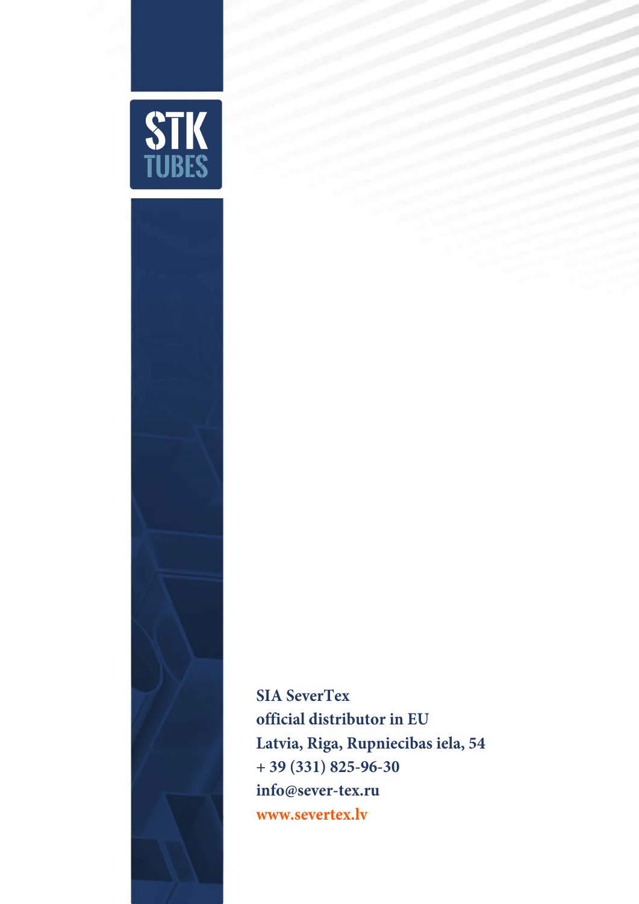STK TUBES

**SIA SeverTex**
**official distributor in EU**
**Latvia, Riga, Rupniecibas iela, 54**
**+ 39 (331) 825-96-30**
**info@sever-tex.ru**
**www.severtex.lv**